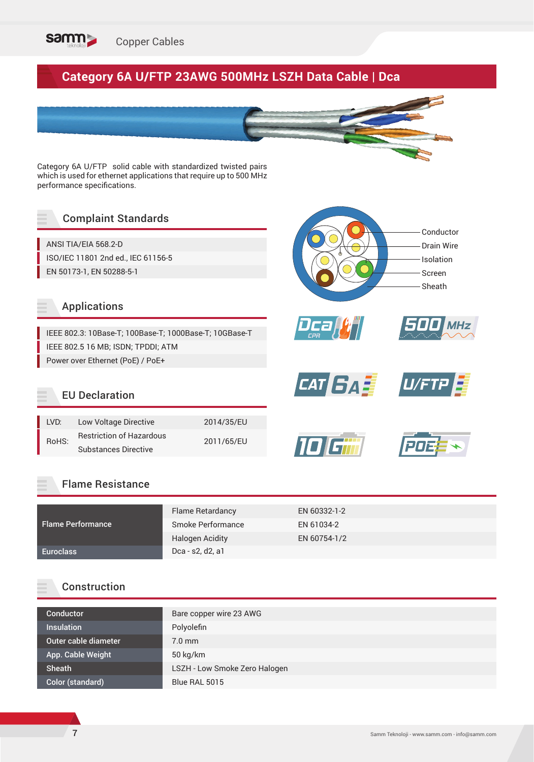# Category 6A U/FTP 23AWG 500MHz LSZH Data Cable | Dca

Category 6A U/FTP solid cable with standardized twisted pairs which is used for ethernet applications that require up to 500 MHz performance specifications.

Conductor
Drain Wire
Isolation
Screen
Sheath

## Complaint Standards

- ANSI TIA/EIA 568.2-D
- ISO/IEC 11801 2nd ed., IEC 61156-5
- EN 50173-1, EN 50288-5-1

## Applications

- IEEE 802.3: 10Base-T; 100Base-T; 1000Base-T; 10GBase-T
- IEEE 802.5 16 MB; ISDN; TPDDI; ATM
- Power over Ethernet (PoE) / PoE+

## EU Declaration

| | | |
|---|---|---|
| LVD: | Low Voltage Directive | 2014/35/EU |
| RoHS: | Restriction of Hazardous Substances Directive | 2011/65/EU |

## Flame Resistance

| | | |
|---|---|---|
| Flame Performance | Flame Retardancy | EN 60332-1-2 |
| | Smoke Performance | EN 61034-2 |
| | Halogen Acidity | EN 60754-1/2 |
| Euroclass | Dca - s2, d2, a1 | |

## Construction

| | |
|---|---|
| Conductor | Bare copper wire 23 AWG |
| Insulation | Polyolefin |
| Outer cable diameter | 7.0 mm |
| App. Cable Weight | 50 kg/km |
| Sheath | LSZH - Low Smoke Zero Halogen |
| Color (standard) | Blue RAL 5015 |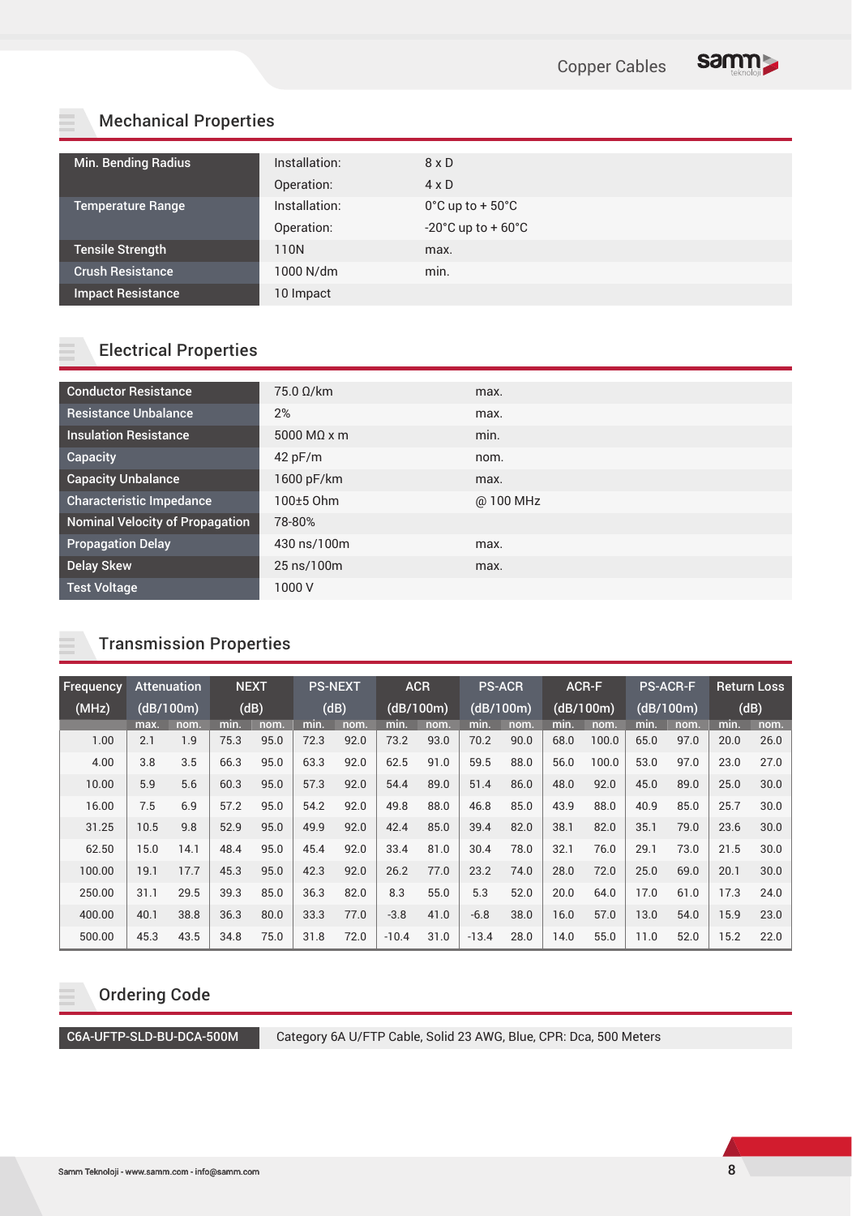## Mechanical Properties

| | | |
|---|---|---|
| Min. Bending Radius | Installation: | 8 x D |
| | Operation: | 4 x D |
| Temperature Range | Installation: | 0°C up to + 50°C |
| | Operation: | -20°C up to + 60°C |
| Tensile Strength | 110N | max. |
| Crush Resistance | 1000 N/dm | min. |
| Impact Resistance | 10 Impact | |

## Electrical Properties

| | | |
|---|---|---|
| Conductor Resistance | 75.0 Ω/km | max. |
| Resistance Unbalance | 2% | max. |
| Insulation Resistance | 5000 MΩ x m | min. |
| Capacity | 42 pF/m | nom. |
| Capacity Unbalance | 1600 pF/km | max. |
| Characteristic Impedance | 100±5 Ohm | @ 100 MHz |
| Nominal Velocity of Propagation | 78-80% | |
| Propagation Delay | 430 ns/100m | max. |
| Delay Skew | 25 ns/100m | max. |
| Test Voltage | 1000 V | |

## Transmission Properties

| Frequency (MHz) | Attenuation (dB/100m) | | NEXT (dB) | | PS-NEXT (dB) | | ACR (dB/100m) | | PS-ACR (dB/100m) | | ACR-F (dB/100m) | | PS-ACR-F (dB/100m) | | Return Loss (dB) | |
|---|---|---|---|---|---|---|---|---|---|---|---|---|---|---|---|---|
| | max. | nom. | min. | nom. | min. | nom. | min. | nom. | min. | nom. | min. | nom. | min. | nom. | min. | nom. |
| 1.00 | 2.1 | 1.9 | 75.3 | 95.0 | 72.3 | 92.0 | 73.2 | 93.0 | 70.2 | 90.0 | 68.0 | 100.0 | 65.0 | 97.0 | 20.0 | 26.0 |
| 4.00 | 3.8 | 3.5 | 66.3 | 95.0 | 63.3 | 92.0 | 62.5 | 91.0 | 59.5 | 88.0 | 56.0 | 100.0 | 53.0 | 97.0 | 23.0 | 27.0 |
| 10.00 | 5.9 | 5.6 | 60.3 | 95.0 | 57.3 | 92.0 | 54.4 | 89.0 | 51.4 | 86.0 | 48.0 | 92.0 | 45.0 | 89.0 | 25.0 | 30.0 |
| 16.00 | 7.5 | 6.9 | 57.2 | 95.0 | 54.2 | 92.0 | 49.8 | 88.0 | 46.8 | 85.0 | 43.9 | 88.0 | 40.9 | 85.0 | 25.7 | 30.0 |
| 31.25 | 10.5 | 9.8 | 52.9 | 95.0 | 49.9 | 92.0 | 42.4 | 85.0 | 39.4 | 82.0 | 38.1 | 82.0 | 35.1 | 79.0 | 23.6 | 30.0 |
| 62.50 | 15.0 | 14.1 | 48.4 | 95.0 | 45.4 | 92.0 | 33.4 | 81.0 | 30.4 | 78.0 | 32.1 | 76.0 | 29.1 | 73.0 | 21.5 | 30.0 |
| 100.00 | 19.1 | 17.7 | 45.3 | 95.0 | 42.3 | 92.0 | 26.2 | 77.0 | 23.2 | 74.0 | 28.0 | 72.0 | 25.0 | 69.0 | 20.1 | 30.0 |
| 250.00 | 31.1 | 29.5 | 39.3 | 85.0 | 36.3 | 82.0 | 8.3 | 55.0 | 5.3 | 52.0 | 20.0 | 64.0 | 17.0 | 61.0 | 17.3 | 24.0 |
| 400.00 | 40.1 | 38.8 | 36.3 | 80.0 | 33.3 | 77.0 | -3.8 | 41.0 | -6.8 | 38.0 | 16.0 | 57.0 | 13.0 | 54.0 | 15.9 | 23.0 |
| 500.00 | 45.3 | 43.5 | 34.8 | 75.0 | 31.8 | 72.0 | -10.4 | 31.0 | -13.4 | 28.0 | 14.0 | 55.0 | 11.0 | 52.0 | 15.2 | 22.0 |

## Ordering Code

| | |
|---|---|
| C6A-UFTP-SLD-BU-DCA-500M | Category 6A U/FTP Cable, Solid 23 AWG, Blue, CPR: Dca, 500 Meters |